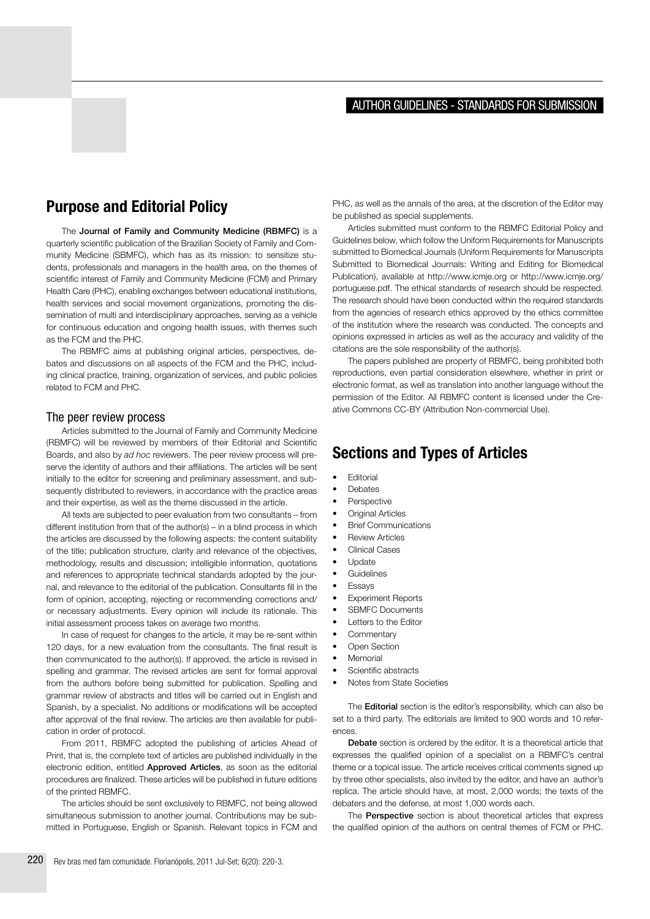# AUTHOR GUIDELINES - STANDARDS FOR SUBMISSION

## Purpose and Editorial Policy

The **Journal of Family and Community Medicine (RBMFC)** is a quarterly scientific publication of the Brazilian Society of Family and Community Medicine (SBMFC), which has as its mission: to sensitize students, professionals and managers in the health area, on the themes of scientific interest of Family and Community Medicine (FCM) and Primary Health Care (PHC), enabling exchanges between educational institutions, health services and social movement organizations, promoting the dissemination of multi and interdisciplinary approaches, serving as a vehicle for continuous education and ongoing health issues, with themes such as the FCM and the PHC.

The RBMFC aims at publishing original articles, perspectives, debates and discussions on all aspects of the FCM and the PHC, including clinical practice, training, organization of services, and public policies related to FCM and PHC.

### The peer review process

Articles submitted to the Journal of Family and Community Medicine (RBMFC) will be reviewed by members of their Editorial and Scientific Boards, and also by *ad hoc* reviewers. The peer review process will preserve the identity of authors and their affiliations. The articles will be sent initially to the editor for screening and preliminary assessment, and subsequently distributed to reviewers, in accordance with the practice areas and their expertise, as well as the theme discussed in the article.

All texts are subjected to peer evaluation from two consultants – from different institution from that of the author(s) – in a blind process in which the articles are discussed by the following aspects: the content suitability of the title; publication structure, clarity and relevance of the objectives, methodology, results and discussion; intelligible information, quotations and references to appropriate technical standards adopted by the journal, and relevance to the editorial of the publication. Consultants fill in the form of opinion, accepting, rejecting or recommending corrections and/or necessary adjustments. Every opinion will include its rationale. This initial assessment process takes on average two months.

In case of request for changes to the article, it may be re-sent within 120 days, for a new evaluation from the consultants. The final result is then communicated to the author(s). If approved, the article is revised in spelling and grammar. The revised articles are sent for formal approval from the authors before being submitted for publication. Spelling and grammar review of abstracts and titles will be carried out in English and Spanish, by a specialist. No additions or modifications will be accepted after approval of the final review. The articles are then available for publication in order of protocol.

From 2011, RBMFC adopted the publishing of articles Ahead of Print, that is, the complete text of articles are published individually in the electronic edition, entitled **Approved Articles**, as soon as the editorial procedures are finalized. These articles will be published in future editions of the printed RBMFC.

The articles should be sent exclusively to RBMFC, not being allowed simultaneous submission to another journal. Contributions may be submitted in Portuguese, English or Spanish. Relevant topics in FCM and PHC, as well as the annals of the area, at the discretion of the Editor may be published as special supplements.

Articles submitted must conform to the RBMFC Editorial Policy and Guidelines below, which follow the Uniform Requirements for Manuscripts submitted to Biomedical Journals (Uniform Requirements for Manuscripts Submitted to Biomedical Journals: Writing and Editing for Biomedical Publication), available at http://www.icmje.org or http://www.icmje.org/portuguese.pdf. The ethical standards of research should be respected. The research should have been conducted within the required standards from the agencies of research ethics approved by the ethics committee of the institution where the research was conducted. The concepts and opinions expressed in articles as well as the accuracy and validity of the citations are the sole responsibility of the author(s).

The papers published are property of RBMFC, being prohibited both reproductions, even partial consideration elsewhere, whether in print or electronic format, as well as translation into another language without the permission of the Editor. All RBMFC content is licensed under the Creative Commons CC-BY (Attribution Non-commercial Use).

## Sections and Types of Articles

- Editorial
- Debates
- Perspective
- Original Articles
- Brief Communications
- Review Articles
- Clinical Cases
- Update
- Guidelines
- Essays
- Experiment Reports
- SBMFC Documents
- Letters to the Editor
- Commentary
- Open Section
- Memorial
- Scientific abstracts
- Notes from State Societies

The **Editorial** section is the editor's responsibility, which can also be set to a third party. The editorials are limited to 900 words and 10 references.

**Debate** section is ordered by the editor. It is a theoretical article that expresses the qualified opinion of a specialist on a RBMFC's central theme or a topical issue. The article receives critical comments signed up by three other specialists, also invited by the editor, and have an author's replica. The article should have, at most, 2,000 words; the texts of the debaters and the defense, at most 1,000 words each.

The **Perspective** section is about theoretical articles that express the qualified opinion of the authors on central themes of FCM or PHC.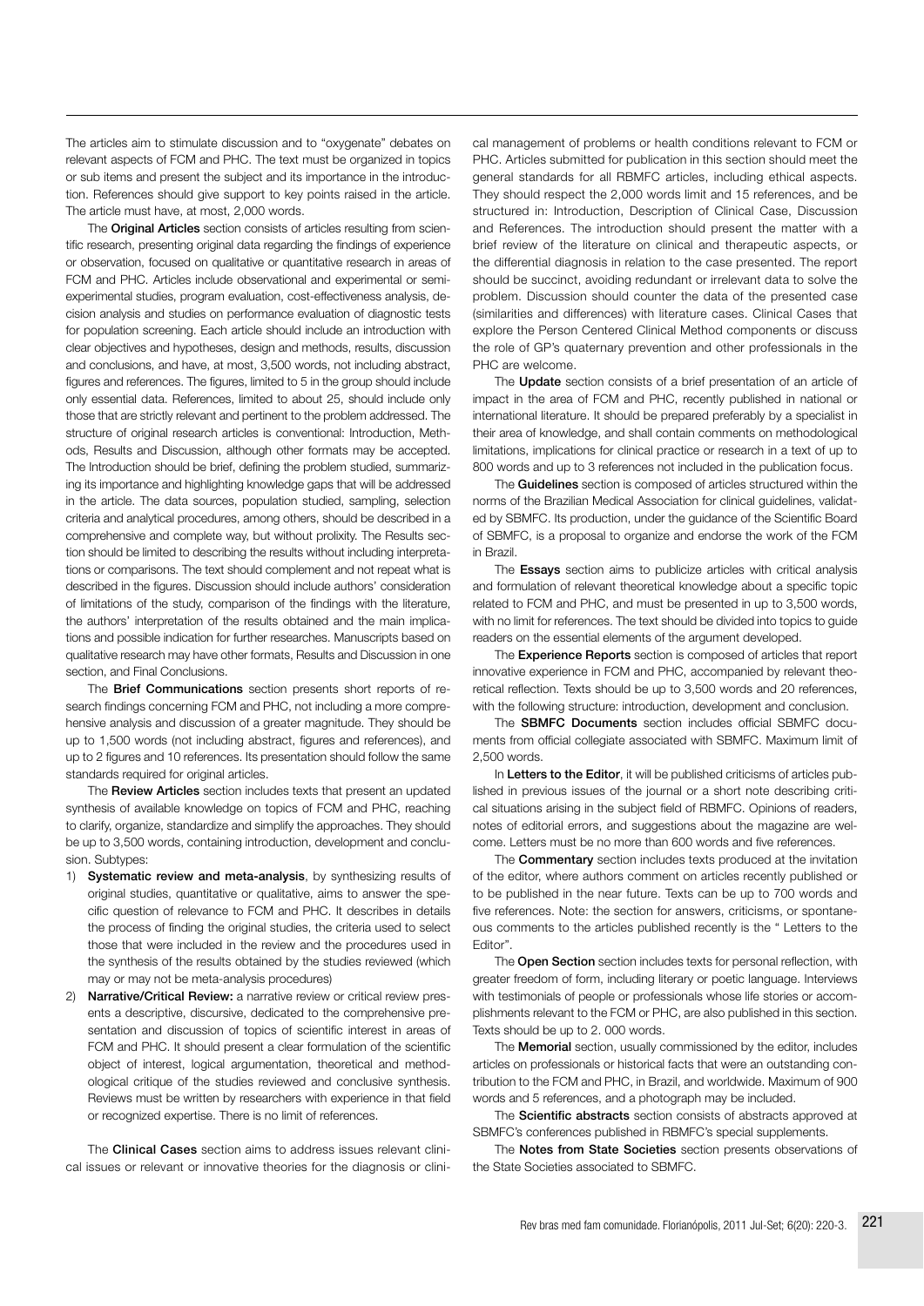The articles aim to stimulate discussion and to "oxygenate" debates on relevant aspects of FCM and PHC. The text must be organized in topics or sub items and present the subject and its importance in the introduction. References should give support to key points raised in the article. The article must have, at most, 2,000 words.

The **Original Articles** section consists of articles resulting from scientific research, presenting original data regarding the findings of experience or observation, focused on qualitative or quantitative research in areas of FCM and PHC. Articles include observational and experimental or semi-experimental studies, program evaluation, cost-effectiveness analysis, decision analysis and studies on performance evaluation of diagnostic tests for population screening. Each article should include an introduction with clear objectives and hypotheses, design and methods, results, discussion and conclusions, and have, at most, 3,500 words, not including abstract, figures and references. The figures, limited to 5 in the group should include only essential data. References, limited to about 25, should include only those that are strictly relevant and pertinent to the problem addressed. The structure of original research articles is conventional: Introduction, Methods, Results and Discussion, although other formats may be accepted. The Introduction should be brief, defining the problem studied, summarizing its importance and highlighting knowledge gaps that will be addressed in the article. The data sources, population studied, sampling, selection criteria and analytical procedures, among others, should be described in a comprehensive and complete way, but without prolixity. The Results section should be limited to describing the results without including interpretations or comparisons. The text should complement and not repeat what is described in the figures. Discussion should include authors' consideration of limitations of the study, comparison of the findings with the literature, the authors' interpretation of the results obtained and the main implications and possible indication for further researches. Manuscripts based on qualitative research may have other formats, Results and Discussion in one section, and Final Conclusions.

The **Brief Communications** section presents short reports of research findings concerning FCM and PHC, not including a more comprehensive analysis and discussion of a greater magnitude. They should be up to 1,500 words (not including abstract, figures and references), and up to 2 figures and 10 references. Its presentation should follow the same standards required for original articles.

The **Review Articles** section includes texts that present an updated synthesis of available knowledge on topics of FCM and PHC, reaching to clarify, organize, standardize and simplify the approaches. They should be up to 3,500 words, containing introduction, development and conclusion. Subtypes:

1) **Systematic review and meta-analysis**, by synthesizing results of original studies, quantitative or qualitative, aims to answer the specific question of relevance to FCM and PHC. It describes in details the process of finding the original studies, the criteria used to select those that were included in the review and the procedures used in the synthesis of the results obtained by the studies reviewed (which may or may not be meta-analysis procedures)
2) **Narrative/Critical Review:** a narrative review or critical review presents a descriptive, discursive, dedicated to the comprehensive presentation and discussion of topics of scientific interest in areas of FCM and PHC. It should present a clear formulation of the scientific object of interest, logical argumentation, theoretical and methodological critique of the studies reviewed and conclusive synthesis. Reviews must be written by researchers with experience in that field or recognized expertise. There is no limit of references.

The **Clinical Cases** section aims to address issues relevant clinical issues or relevant or innovative theories for the diagnosis or clinical management of problems or health conditions relevant to FCM or PHC. Articles submitted for publication in this section should meet the general standards for all RBMFC articles, including ethical aspects. They should respect the 2,000 words limit and 15 references, and be structured in: Introduction, Description of Clinical Case, Discussion and References. The introduction should present the matter with a brief review of the literature on clinical and therapeutic aspects, or the differential diagnosis in relation to the case presented. The report should be succinct, avoiding redundant or irrelevant data to solve the problem. Discussion should counter the data of the presented case (similarities and differences) with literature cases. Clinical Cases that explore the Person Centered Clinical Method components or discuss the role of GP's quaternary prevention and other professionals in the PHC are welcome.

The **Update** section consists of a brief presentation of an article of impact in the area of FCM and PHC, recently published in national or international literature. It should be prepared preferably by a specialist in their area of knowledge, and shall contain comments on methodological limitations, implications for clinical practice or research in a text of up to 800 words and up to 3 references not included in the publication focus.

The **Guidelines** section is composed of articles structured within the norms of the Brazilian Medical Association for clinical guidelines, validated by SBMFC. Its production, under the guidance of the Scientific Board of SBMFC, is a proposal to organize and endorse the work of the FCM in Brazil.

The **Essays** section aims to publicize articles with critical analysis and formulation of relevant theoretical knowledge about a specific topic related to FCM and PHC, and must be presented in up to 3,500 words, with no limit for references. The text should be divided into topics to guide readers on the essential elements of the argument developed.

The **Experience Reports** section is composed of articles that report innovative experience in FCM and PHC, accompanied by relevant theoretical reflection. Texts should be up to 3,500 words and 20 references, with the following structure: introduction, development and conclusion.

The **SBMFC Documents** section includes official SBMFC documents from official collegiate associated with SBMFC. Maximum limit of 2,500 words.

In **Letters to the Editor**, it will be published criticisms of articles published in previous issues of the journal or a short note describing critical situations arising in the subject field of RBMFC. Opinions of readers, notes of editorial errors, and suggestions about the magazine are welcome. Letters must be no more than 600 words and five references.

The **Commentary** section includes texts produced at the invitation of the editor, where authors comment on articles recently published or to be published in the near future. Texts can be up to 700 words and five references. Note: the section for answers, criticisms, or spontaneous comments to the articles published recently is the " Letters to the Editor".

The **Open Section** section includes texts for personal reflection, with greater freedom of form, including literary or poetic language. Interviews with testimonials of people or professionals whose life stories or accomplishments relevant to the FCM or PHC, are also published in this section. Texts should be up to 2. 000 words.

The **Memorial** section, usually commissioned by the editor, includes articles on professionals or historical facts that were an outstanding contribution to the FCM and PHC, in Brazil, and worldwide. Maximum of 900 words and 5 references, and a photograph may be included.

The **Scientific abstracts** section consists of abstracts approved at SBMFC's conferences published in RBMFC's special supplements.

The **Notes from State Societies** section presents observations of the State Societies associated to SBMFC.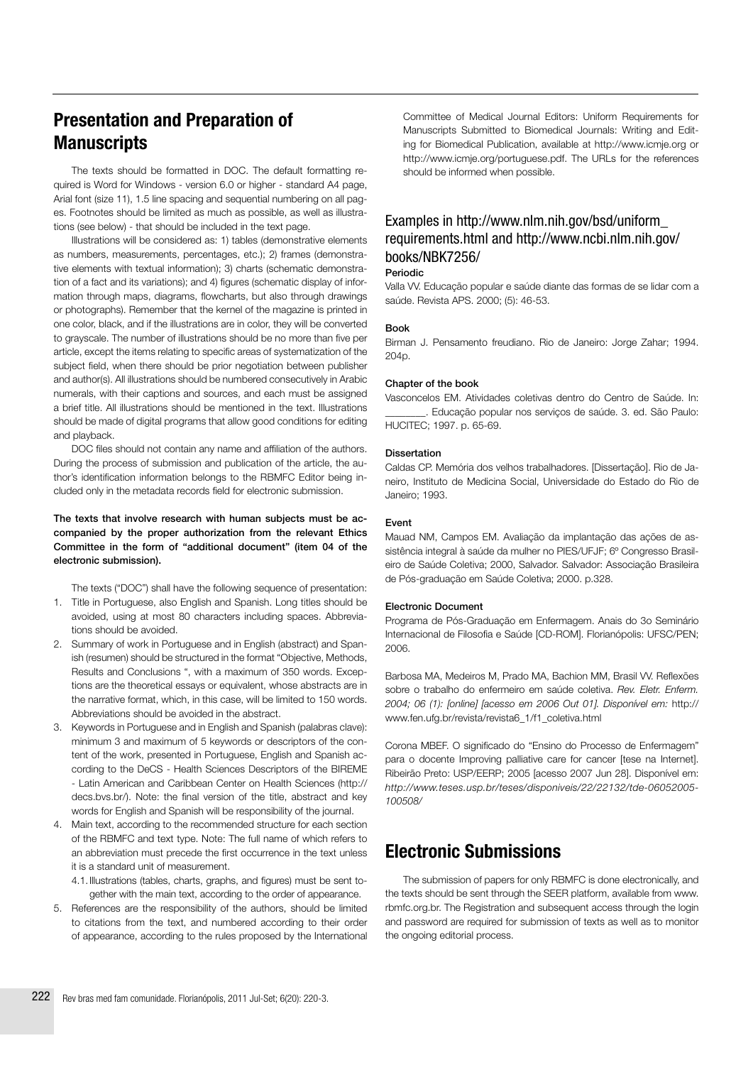## Presentation and Preparation of Manuscripts

The texts should be formatted in DOC. The default formatting required is Word for Windows - version 6.0 or higher - standard A4 page, Arial font (size 11), 1.5 line spacing and sequential numbering on all pages. Footnotes should be limited as much as possible, as well as illustrations (see below) - that should be included in the text page.

Illustrations will be considered as: 1) tables (demonstrative elements as numbers, measurements, percentages, etc.); 2) frames (demonstrative elements with textual information); 3) charts (schematic demonstration of a fact and its variations); and 4) figures (schematic display of information through maps, diagrams, flowcharts, but also through drawings or photographs). Remember that the kernel of the magazine is printed in one color, black, and if the illustrations are in color, they will be converted to grayscale. The number of illustrations should be no more than five per article, except the items relating to specific areas of systematization of the subject field, when there should be prior negotiation between publisher and author(s). All illustrations should be numbered consecutively in Arabic numerals, with their captions and sources, and each must be assigned a brief title. All illustrations should be mentioned in the text. Illustrations should be made of digital programs that allow good conditions for editing and playback.

DOC files should not contain any name and affiliation of the authors. During the process of submission and publication of the article, the author's identification information belongs to the RBMFC Editor being included only in the metadata records field for electronic submission.

**The texts that involve research with human subjects must be accompanied by the proper authorization from the relevant Ethics Committee in the form of "additional document" (item 04 of the electronic submission).**

The texts ("DOC") shall have the following sequence of presentation:

1. Title in Portuguese, also English and Spanish. Long titles should be avoided, using at most 80 characters including spaces. Abbreviations should be avoided.
2. Summary of work in Portuguese and in English (abstract) and Spanish (resumen) should be structured in the format "Objective, Methods, Results and Conclusions ", with a maximum of 350 words. Exceptions are the theoretical essays or equivalent, whose abstracts are in the narrative format, which, in this case, will be limited to 150 words. Abbreviations should be avoided in the abstract.
3. Keywords in Portuguese and in English and Spanish (palabras clave): minimum 3 and maximum of 5 keywords or descriptors of the content of the work, presented in Portuguese, English and Spanish according to the DeCS - Health Sciences Descriptors of the BIREME - Latin American and Caribbean Center on Health Sciences (http://decs.bvs.br/). Note: the final version of the title, abstract and key words for English and Spanish will be responsibility of the journal.
4. Main text, according to the recommended structure for each section of the RBMFC and text type. Note: The full name of which refers to an abbreviation must precede the first occurrence in the text unless it is a standard unit of measurement.
   4.1. Illustrations (tables, charts, graphs, and figures) must be sent together with the main text, according to the order of appearance.
5. References are the responsibility of the authors, should be limited to citations from the text, and numbered according to their order of appearance, according to the rules proposed by the International Committee of Medical Journal Editors: Uniform Requirements for Manuscripts Submitted to Biomedical Journals: Writing and Editing for Biomedical Publication, available at http://www.icmje.org or http://www.icmje.org/portuguese.pdf. The URLs for the references should be informed when possible.

### Examples in http://www.nlm.nih.gov/bsd/uniform_requirements.html and http://www.ncbi.nlm.nih.gov/books/NBK7256/

**Periodic**

Valla VV. Educação popular e saúde diante das formas de se lidar com a saúde. Revista APS. 2000; (5): 46-53.

**Book**

Birman J. Pensamento freudiano. Rio de Janeiro: Jorge Zahar; 1994. 204p.

**Chapter of the book**

Vasconcelos EM. Atividades coletivas dentro do Centro de Saúde. In: ________. Educação popular nos serviços de saúde. 3. ed. São Paulo: HUCITEC; 1997. p. 65-69.

**Dissertation**

Caldas CP. Memória dos velhos trabalhadores. [Dissertação]. Rio de Janeiro, Instituto de Medicina Social, Universidade do Estado do Rio de Janeiro; 1993.

**Event**

Mauad NM, Campos EM. Avaliação da implantação das ações de assistência integral à saúde da mulher no PIES/UFJF; 6º Congresso Brasileiro de Saúde Coletiva; 2000, Salvador. Salvador: Associação Brasileira de Pós-graduação em Saúde Coletiva; 2000. p.328.

**Electronic Document**

Programa de Pós-Graduação em Enfermagem. Anais do 3o Seminário Internacional de Filosofia e Saúde [CD-ROM]. Florianópolis: UFSC/PEN; 2006.

Barbosa MA, Medeiros M, Prado MA, Bachion MM, Brasil VV. Reflexões sobre o trabalho do enfermeiro em saúde coletiva. *Rev. Eletr. Enferm. 2004; 06 (1): [online] [acesso em 2006 Out 01]. Disponível em:* http://www.fen.ufg.br/revista/revista6_1/f1_coletiva.html

Corona MBEF. O significado do "Ensino do Processo de Enfermagem" para o docente Improving palliative care for cancer [tese na Internet]. Ribeirão Preto: USP/EERP; 2005 [acesso 2007 Jun 28]. Disponível em: *http://www.teses.usp.br/teses/disponiveis/22/22132/tde-06052005-100508/*

## Electronic Submissions

The submission of papers for only RBMFC is done electronically, and the texts should be sent through the SEER platform, available from www.rbmfc.org.br. The Registration and subsequent access through the login and password are required for submission of texts as well as to monitor the ongoing editorial process.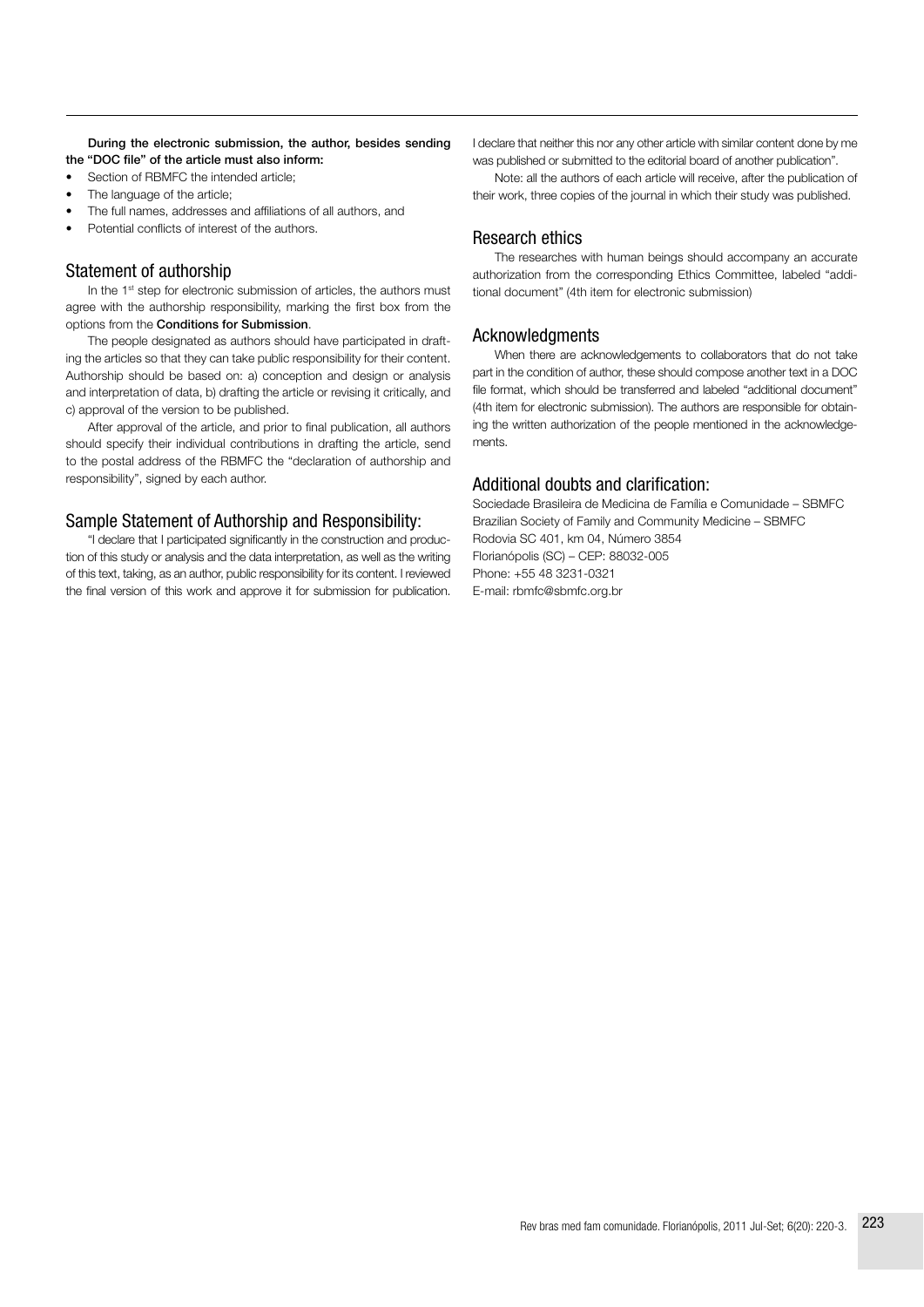**During the electronic submission, the author, besides sending the "DOC file" of the article must also inform:**

- Section of RBMFC the intended article;
- The language of the article;
- The full names, addresses and affiliations of all authors, and
- Potential conflicts of interest of the authors.

## Statement of authorship

In the 1st step for electronic submission of articles, the authors must agree with the authorship responsibility, marking the first box from the options from the **Conditions for Submission**.

The people designated as authors should have participated in drafting the articles so that they can take public responsibility for their content. Authorship should be based on: a) conception and design or analysis and interpretation of data, b) drafting the article or revising it critically, and c) approval of the version to be published.

After approval of the article, and prior to final publication, all authors should specify their individual contributions in drafting the article, send to the postal address of the RBMFC the "declaration of authorship and responsibility", signed by each author.

## Sample Statement of Authorship and Responsibility:

"I declare that I participated significantly in the construction and production of this study or analysis and the data interpretation, as well as the writing of this text, taking, as an author, public responsibility for its content. I reviewed the final version of this work and approve it for submission for publication. I declare that neither this nor any other article with similar content done by me was published or submitted to the editorial board of another publication".

Note: all the authors of each article will receive, after the publication of their work, three copies of the journal in which their study was published.

## Research ethics

The researches with human beings should accompany an accurate authorization from the corresponding Ethics Committee, labeled "additional document" (4th item for electronic submission)

## Acknowledgments

When there are acknowledgements to collaborators that do not take part in the condition of author, these should compose another text in a DOC file format, which should be transferred and labeled "additional document" (4th item for electronic submission). The authors are responsible for obtaining the written authorization of the people mentioned in the acknowledgements.

## Additional doubts and clarification:

Sociedade Brasileira de Medicina de Família e Comunidade – SBMFC
Brazilian Society of Family and Community Medicine – SBMFC
Rodovia SC 401, km 04, Número 3854
Florianópolis (SC) – CEP: 88032-005
Phone: +55 48 3231-0321
E-mail: rbmfc@sbmfc.org.br